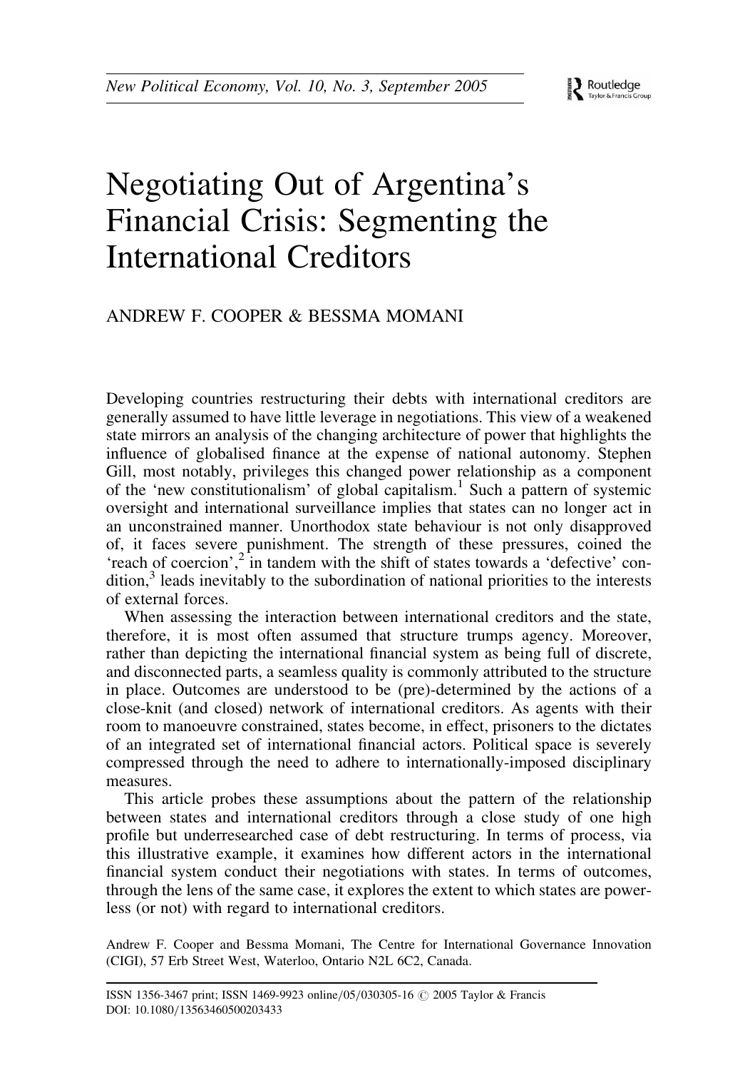# Negotiating Out of Argentina's Financial Crisis: Segmenting the International Creditors

ANDREW F. COOPER & BESSMA MOMANI

Developing countries restructuring their debts with international creditors are generally assumed to have little leverage in negotiations. This view of a weakened state mirrors an analysis of the changing architecture of power that highlights the influence of globalised finance at the expense of national autonomy. Stephen Gill, most notably, privileges this changed power relationship as a component of the 'new constitutionalism' of global capitalism.[1] Such a pattern of systemic oversight and international surveillance implies that states can no longer act in an unconstrained manner. Unorthodox state behaviour is not only disapproved of, it faces severe punishment. The strength of these pressures, coined the 'reach of coercion',[2] in tandem with the shift of states towards a 'defective' condition,[3] leads inevitably to the subordination of national priorities to the interests of external forces.

When assessing the interaction between international creditors and the state, therefore, it is most often assumed that structure trumps agency. Moreover, rather than depicting the international financial system as being full of discrete, and disconnected parts, a seamless quality is commonly attributed to the structure in place. Outcomes are understood to be (pre)-determined by the actions of a close-knit (and closed) network of international creditors. As agents with their room to manoeuvre constrained, states become, in effect, prisoners to the dictates of an integrated set of international financial actors. Political space is severely compressed through the need to adhere to internationally-imposed disciplinary measures.

This article probes these assumptions about the pattern of the relationship between states and international creditors through a close study of one high profile but underresearched case of debt restructuring. In terms of process, via this illustrative example, it examines how different actors in the international financial system conduct their negotiations with states. In terms of outcomes, through the lens of the same case, it explores the extent to which states are powerless (or not) with regard to international creditors.

Andrew F. Cooper and Bessma Momani, The Centre for International Governance Innovation (CIGI), 57 Erb Street West, Waterloo, Ontario N2L 6C2, Canada.

ISSN 1356-3467 print; ISSN 1469-9923 online/05/030305-16 © 2005 Taylor & Francis
DOI: 10.1080/13563460500203433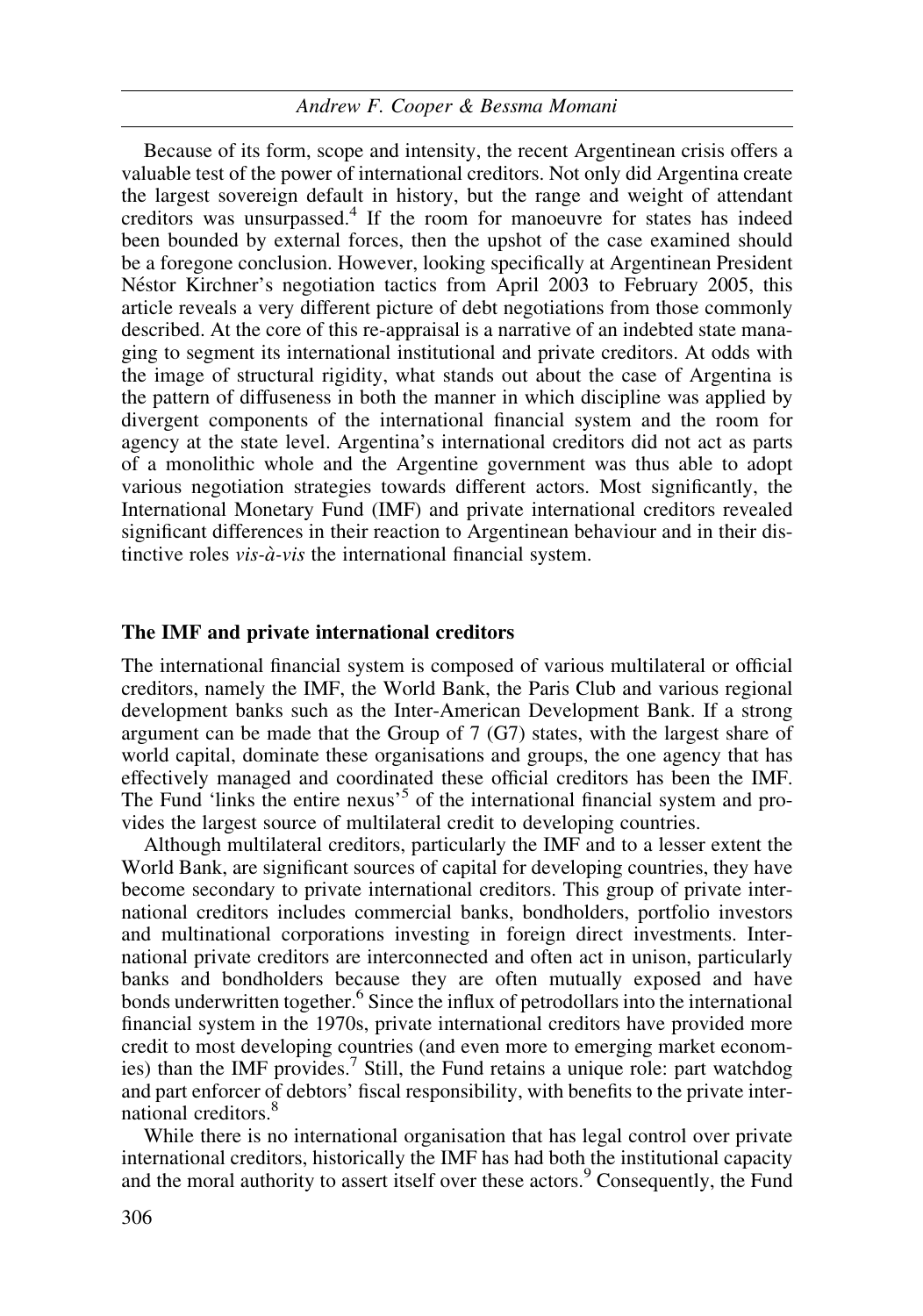Because of its form, scope and intensity, the recent Argentinean crisis offers a valuable test of the power of international creditors. Not only did Argentina create the largest sovereign default in history, but the range and weight of attendant creditors was unsurpassed.[4] If the room for manoeuvre for states has indeed been bounded by external forces, then the upshot of the case examined should be a foregone conclusion. However, looking specifically at Argentinean President Néstor Kirchner's negotiation tactics from April 2003 to February 2005, this article reveals a very different picture of debt negotiations from those commonly described. At the core of this re-appraisal is a narrative of an indebted state managing to segment its international institutional and private creditors. At odds with the image of structural rigidity, what stands out about the case of Argentina is the pattern of diffuseness in both the manner in which discipline was applied by divergent components of the international financial system and the room for agency at the state level. Argentina's international creditors did not act as parts of a monolithic whole and the Argentine government was thus able to adopt various negotiation strategies towards different actors. Most significantly, the International Monetary Fund (IMF) and private international creditors revealed significant differences in their reaction to Argentinean behaviour and in their distinctive roles *vis-à-vis* the international financial system.

## The IMF and private international creditors

The international financial system is composed of various multilateral or official creditors, namely the IMF, the World Bank, the Paris Club and various regional development banks such as the Inter-American Development Bank. If a strong argument can be made that the Group of 7 (G7) states, with the largest share of world capital, dominate these organisations and groups, the one agency that has effectively managed and coordinated these official creditors has been the IMF. The Fund 'links the entire nexus'[5] of the international financial system and provides the largest source of multilateral credit to developing countries.

Although multilateral creditors, particularly the IMF and to a lesser extent the World Bank, are significant sources of capital for developing countries, they have become secondary to private international creditors. This group of private international creditors includes commercial banks, bondholders, portfolio investors and multinational corporations investing in foreign direct investments. International private creditors are interconnected and often act in unison, particularly banks and bondholders because they are often mutually exposed and have bonds underwritten together.[6] Since the influx of petrodollars into the international financial system in the 1970s, private international creditors have provided more credit to most developing countries (and even more to emerging market economies) than the IMF provides.[7] Still, the Fund retains a unique role: part watchdog and part enforcer of debtors' fiscal responsibility, with benefits to the private international creditors.[8]

While there is no international organisation that has legal control over private international creditors, historically the IMF has had both the institutional capacity and the moral authority to assert itself over these actors.[9] Consequently, the Fund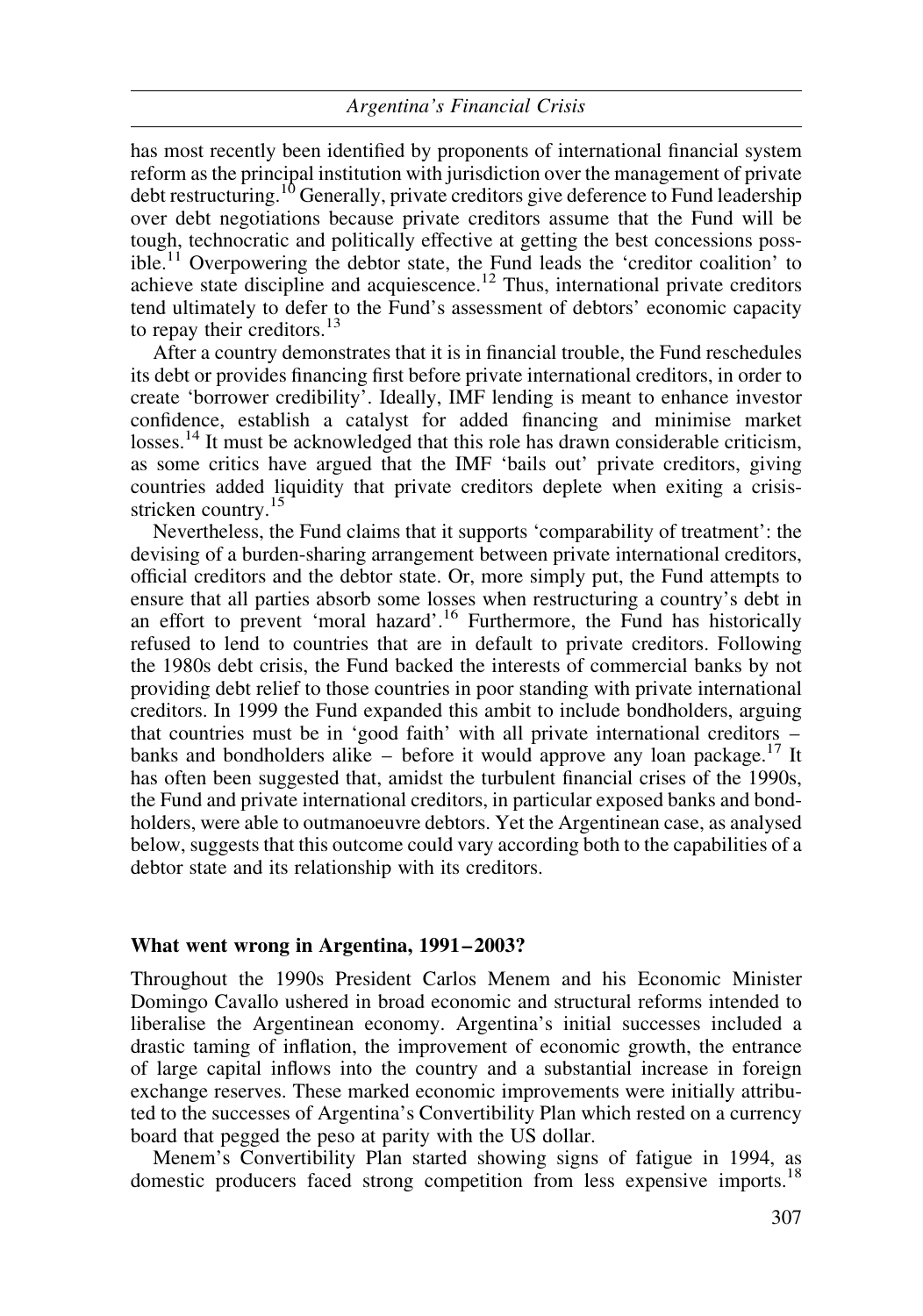has most recently been identified by proponents of international financial system reform as the principal institution with jurisdiction over the management of private debt restructuring.[10] Generally, private creditors give deference to Fund leadership over debt negotiations because private creditors assume that the Fund will be tough, technocratic and politically effective at getting the best concessions possible.[11] Overpowering the debtor state, the Fund leads the 'creditor coalition' to achieve state discipline and acquiescence.[12] Thus, international private creditors tend ultimately to defer to the Fund's assessment of debtors' economic capacity to repay their creditors.[13]

After a country demonstrates that it is in financial trouble, the Fund reschedules its debt or provides financing first before private international creditors, in order to create 'borrower credibility'. Ideally, IMF lending is meant to enhance investor confidence, establish a catalyst for added financing and minimise market losses.[14] It must be acknowledged that this role has drawn considerable criticism, as some critics have argued that the IMF 'bails out' private creditors, giving countries added liquidity that private creditors deplete when exiting a crisis-stricken country.[15]

Nevertheless, the Fund claims that it supports 'comparability of treatment': the devising of a burden-sharing arrangement between private international creditors, official creditors and the debtor state. Or, more simply put, the Fund attempts to ensure that all parties absorb some losses when restructuring a country's debt in an effort to prevent 'moral hazard'.[16] Furthermore, the Fund has historically refused to lend to countries that are in default to private creditors. Following the 1980s debt crisis, the Fund backed the interests of commercial banks by not providing debt relief to those countries in poor standing with private international creditors. In 1999 the Fund expanded this ambit to include bondholders, arguing that countries must be in 'good faith' with all private international creditors – banks and bondholders alike – before it would approve any loan package.[17] It has often been suggested that, amidst the turbulent financial crises of the 1990s, the Fund and private international creditors, in particular exposed banks and bondholders, were able to outmanoeuvre debtors. Yet the Argentinean case, as analysed below, suggests that this outcome could vary according both to the capabilities of a debtor state and its relationship with its creditors.

## What went wrong in Argentina, 1991–2003?

Throughout the 1990s President Carlos Menem and his Economic Minister Domingo Cavallo ushered in broad economic and structural reforms intended to liberalise the Argentinean economy. Argentina's initial successes included a drastic taming of inflation, the improvement of economic growth, the entrance of large capital inflows into the country and a substantial increase in foreign exchange reserves. These marked economic improvements were initially attributed to the successes of Argentina's Convertibility Plan which rested on a currency board that pegged the peso at parity with the US dollar.

Menem's Convertibility Plan started showing signs of fatigue in 1994, as domestic producers faced strong competition from less expensive imports.[18]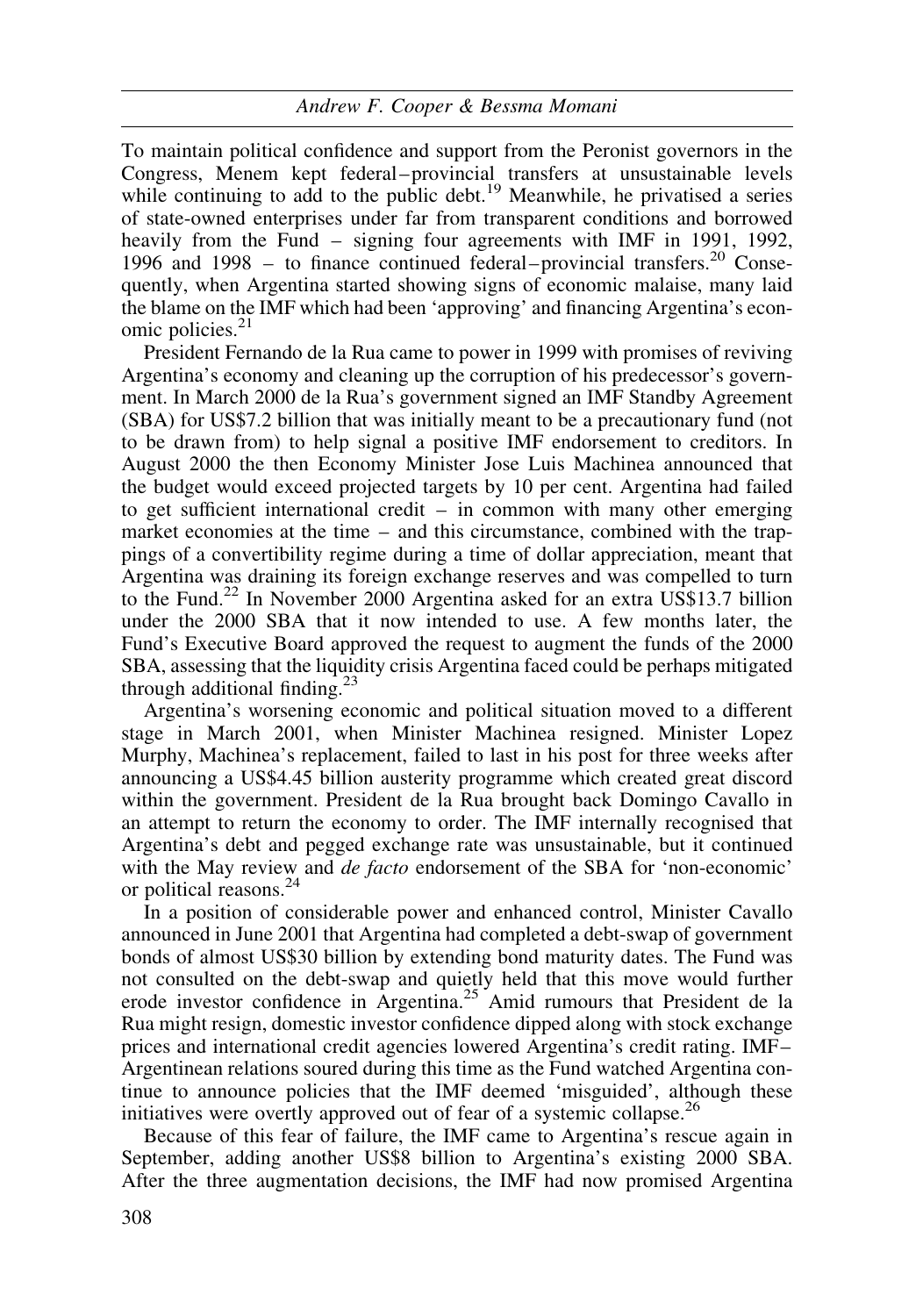To maintain political confidence and support from the Peronist governors in the Congress, Menem kept federal–provincial transfers at unsustainable levels while continuing to add to the public debt.[19] Meanwhile, he privatised a series of state-owned enterprises under far from transparent conditions and borrowed heavily from the Fund – signing four agreements with IMF in 1991, 1992, 1996 and 1998 – to finance continued federal–provincial transfers.[20] Consequently, when Argentina started showing signs of economic malaise, many laid the blame on the IMF which had been 'approving' and financing Argentina's economic policies.[21]

President Fernando de la Rua came to power in 1999 with promises of reviving Argentina's economy and cleaning up the corruption of his predecessor's government. In March 2000 de la Rua's government signed an IMF Standby Agreement (SBA) for US$7.2 billion that was initially meant to be a precautionary fund (not to be drawn from) to help signal a positive IMF endorsement to creditors. In August 2000 the then Economy Minister Jose Luis Machinea announced that the budget would exceed projected targets by 10 per cent. Argentina had failed to get sufficient international credit – in common with many other emerging market economies at the time – and this circumstance, combined with the trappings of a convertibility regime during a time of dollar appreciation, meant that Argentina was draining its foreign exchange reserves and was compelled to turn to the Fund.[22] In November 2000 Argentina asked for an extra US$13.7 billion under the 2000 SBA that it now intended to use. A few months later, the Fund's Executive Board approved the request to augment the funds of the 2000 SBA, assessing that the liquidity crisis Argentina faced could be perhaps mitigated through additional finding.[23]

Argentina's worsening economic and political situation moved to a different stage in March 2001, when Minister Machinea resigned. Minister Lopez Murphy, Machinea's replacement, failed to last in his post for three weeks after announcing a US$4.45 billion austerity programme which created great discord within the government. President de la Rua brought back Domingo Cavallo in an attempt to return the economy to order. The IMF internally recognised that Argentina's debt and pegged exchange rate was unsustainable, but it continued with the May review and *de facto* endorsement of the SBA for 'non-economic' or political reasons.[24]

In a position of considerable power and enhanced control, Minister Cavallo announced in June 2001 that Argentina had completed a debt-swap of government bonds of almost US$30 billion by extending bond maturity dates. The Fund was not consulted on the debt-swap and quietly held that this move would further erode investor confidence in Argentina.[25] Amid rumours that President de la Rua might resign, domestic investor confidence dipped along with stock exchange prices and international credit agencies lowered Argentina's credit rating. IMF–Argentinean relations soured during this time as the Fund watched Argentina continue to announce policies that the IMF deemed 'misguided', although these initiatives were overtly approved out of fear of a systemic collapse.[26]

Because of this fear of failure, the IMF came to Argentina's rescue again in September, adding another US$8 billion to Argentina's existing 2000 SBA. After the three augmentation decisions, the IMF had now promised Argentina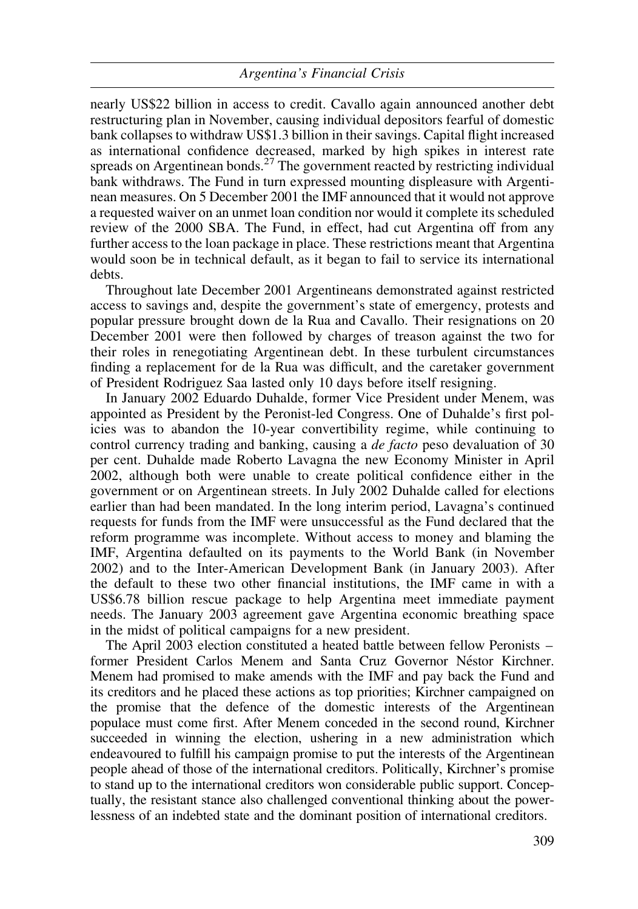nearly US$22 billion in access to credit. Cavallo again announced another debt restructuring plan in November, causing individual depositors fearful of domestic bank collapses to withdraw US$1.3 billion in their savings. Capital flight increased as international confidence decreased, marked by high spikes in interest rate spreads on Argentinean bonds.[27] The government reacted by restricting individual bank withdraws. The Fund in turn expressed mounting displeasure with Argentinean measures. On 5 December 2001 the IMF announced that it would not approve a requested waiver on an unmet loan condition nor would it complete its scheduled review of the 2000 SBA. The Fund, in effect, had cut Argentina off from any further access to the loan package in place. These restrictions meant that Argentina would soon be in technical default, as it began to fail to service its international debts.

Throughout late December 2001 Argentineans demonstrated against restricted access to savings and, despite the government's state of emergency, protests and popular pressure brought down de la Rua and Cavallo. Their resignations on 20 December 2001 were then followed by charges of treason against the two for their roles in renegotiating Argentinean debt. In these turbulent circumstances finding a replacement for de la Rua was difficult, and the caretaker government of President Rodriguez Saa lasted only 10 days before itself resigning.

In January 2002 Eduardo Duhalde, former Vice President under Menem, was appointed as President by the Peronist-led Congress. One of Duhalde's first policies was to abandon the 10-year convertibility regime, while continuing to control currency trading and banking, causing a *de facto* peso devaluation of 30 per cent. Duhalde made Roberto Lavagna the new Economy Minister in April 2002, although both were unable to create political confidence either in the government or on Argentinean streets. In July 2002 Duhalde called for elections earlier than had been mandated. In the long interim period, Lavagna's continued requests for funds from the IMF were unsuccessful as the Fund declared that the reform programme was incomplete. Without access to money and blaming the IMF, Argentina defaulted on its payments to the World Bank (in November 2002) and to the Inter-American Development Bank (in January 2003). After the default to these two other financial institutions, the IMF came in with a US$6.78 billion rescue package to help Argentina meet immediate payment needs. The January 2003 agreement gave Argentina economic breathing space in the midst of political campaigns for a new president.

The April 2003 election constituted a heated battle between fellow Peronists – former President Carlos Menem and Santa Cruz Governor Néstor Kirchner. Menem had promised to make amends with the IMF and pay back the Fund and its creditors and he placed these actions as top priorities; Kirchner campaigned on the promise that the defence of the domestic interests of the Argentinean populace must come first. After Menem conceded in the second round, Kirchner succeeded in winning the election, ushering in a new administration which endeavoured to fulfill his campaign promise to put the interests of the Argentinean people ahead of those of the international creditors. Politically, Kirchner's promise to stand up to the international creditors won considerable public support. Conceptually, the resistant stance also challenged conventional thinking about the powerlessness of an indebted state and the dominant position of international creditors.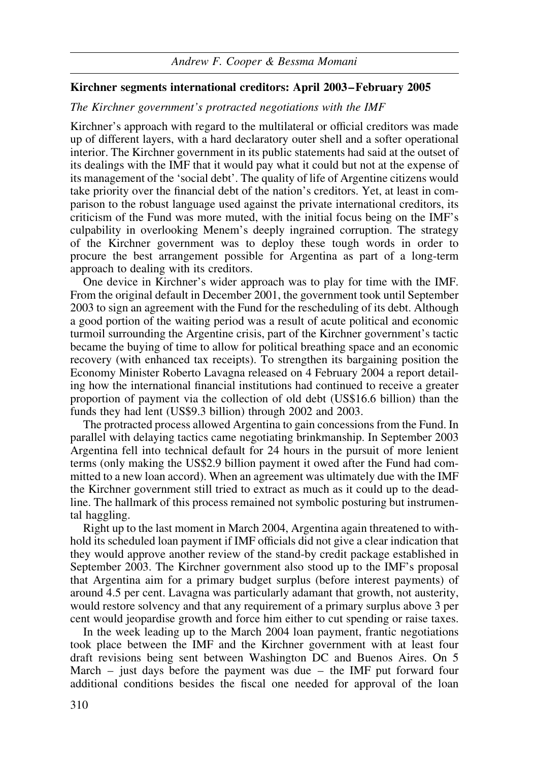## Kirchner segments international creditors: April 2003–February 2005

### *The Kirchner government's protracted negotiations with the IMF*

Kirchner's approach with regard to the multilateral or official creditors was made up of different layers, with a hard declaratory outer shell and a softer operational interior. The Kirchner government in its public statements had said at the outset of its dealings with the IMF that it would pay what it could but not at the expense of its management of the 'social debt'. The quality of life of Argentine citizens would take priority over the financial debt of the nation's creditors. Yet, at least in comparison to the robust language used against the private international creditors, its criticism of the Fund was more muted, with the initial focus being on the IMF's culpability in overlooking Menem's deeply ingrained corruption. The strategy of the Kirchner government was to deploy these tough words in order to procure the best arrangement possible for Argentina as part of a long-term approach to dealing with its creditors.

One device in Kirchner's wider approach was to play for time with the IMF. From the original default in December 2001, the government took until September 2003 to sign an agreement with the Fund for the rescheduling of its debt. Although a good portion of the waiting period was a result of acute political and economic turmoil surrounding the Argentine crisis, part of the Kirchner government's tactic became the buying of time to allow for political breathing space and an economic recovery (with enhanced tax receipts). To strengthen its bargaining position the Economy Minister Roberto Lavagna released on 4 February 2004 a report detailing how the international financial institutions had continued to receive a greater proportion of payment via the collection of old debt (US$16.6 billion) than the funds they had lent (US$9.3 billion) through 2002 and 2003.

The protracted process allowed Argentina to gain concessions from the Fund. In parallel with delaying tactics came negotiating brinkmanship. In September 2003 Argentina fell into technical default for 24 hours in the pursuit of more lenient terms (only making the US$2.9 billion payment it owed after the Fund had committed to a new loan accord). When an agreement was ultimately due with the IMF the Kirchner government still tried to extract as much as it could up to the deadline. The hallmark of this process remained not symbolic posturing but instrumental haggling.

Right up to the last moment in March 2004, Argentina again threatened to withhold its scheduled loan payment if IMF officials did not give a clear indication that they would approve another review of the stand-by credit package established in September 2003. The Kirchner government also stood up to the IMF's proposal that Argentina aim for a primary budget surplus (before interest payments) of around 4.5 per cent. Lavagna was particularly adamant that growth, not austerity, would restore solvency and that any requirement of a primary surplus above 3 per cent would jeopardise growth and force him either to cut spending or raise taxes.

In the week leading up to the March 2004 loan payment, frantic negotiations took place between the IMF and the Kirchner government with at least four draft revisions being sent between Washington DC and Buenos Aires. On 5 March – just days before the payment was due – the IMF put forward four additional conditions besides the fiscal one needed for approval of the loan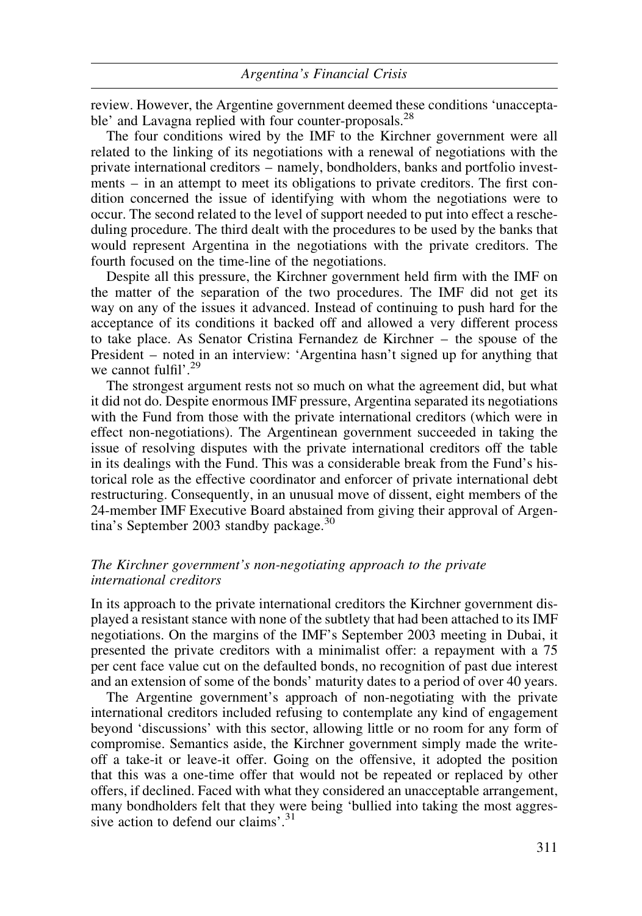review. However, the Argentine government deemed these conditions 'unacceptable' and Lavagna replied with four counter-proposals.[28]

The four conditions wired by the IMF to the Kirchner government were all related to the linking of its negotiations with a renewal of negotiations with the private international creditors – namely, bondholders, banks and portfolio investments – in an attempt to meet its obligations to private creditors. The first condition concerned the issue of identifying with whom the negotiations were to occur. The second related to the level of support needed to put into effect a rescheduling procedure. The third dealt with the procedures to be used by the banks that would represent Argentina in the negotiations with the private creditors. The fourth focused on the time-line of the negotiations.

Despite all this pressure, the Kirchner government held firm with the IMF on the matter of the separation of the two procedures. The IMF did not get its way on any of the issues it advanced. Instead of continuing to push hard for the acceptance of its conditions it backed off and allowed a very different process to take place. As Senator Cristina Fernandez de Kirchner – the spouse of the President – noted in an interview: 'Argentina hasn't signed up for anything that we cannot fulfil'.[29]

The strongest argument rests not so much on what the agreement did, but what it did not do. Despite enormous IMF pressure, Argentina separated its negotiations with the Fund from those with the private international creditors (which were in effect non-negotiations). The Argentinean government succeeded in taking the issue of resolving disputes with the private international creditors off the table in its dealings with the Fund. This was a considerable break from the Fund's historical role as the effective coordinator and enforcer of private international debt restructuring. Consequently, in an unusual move of dissent, eight members of the 24-member IMF Executive Board abstained from giving their approval of Argentina's September 2003 standby package.[30]

### *The Kirchner government's non-negotiating approach to the private international creditors*

In its approach to the private international creditors the Kirchner government displayed a resistant stance with none of the subtlety that had been attached to its IMF negotiations. On the margins of the IMF's September 2003 meeting in Dubai, it presented the private creditors with a minimalist offer: a repayment with a 75 per cent face value cut on the defaulted bonds, no recognition of past due interest and an extension of some of the bonds' maturity dates to a period of over 40 years.

The Argentine government's approach of non-negotiating with the private international creditors included refusing to contemplate any kind of engagement beyond 'discussions' with this sector, allowing little or no room for any form of compromise. Semantics aside, the Kirchner government simply made the write-off a take-it or leave-it offer. Going on the offensive, it adopted the position that this was a one-time offer that would not be repeated or replaced by other offers, if declined. Faced with what they considered an unacceptable arrangement, many bondholders felt that they were being 'bullied into taking the most aggressive action to defend our claims'.[31]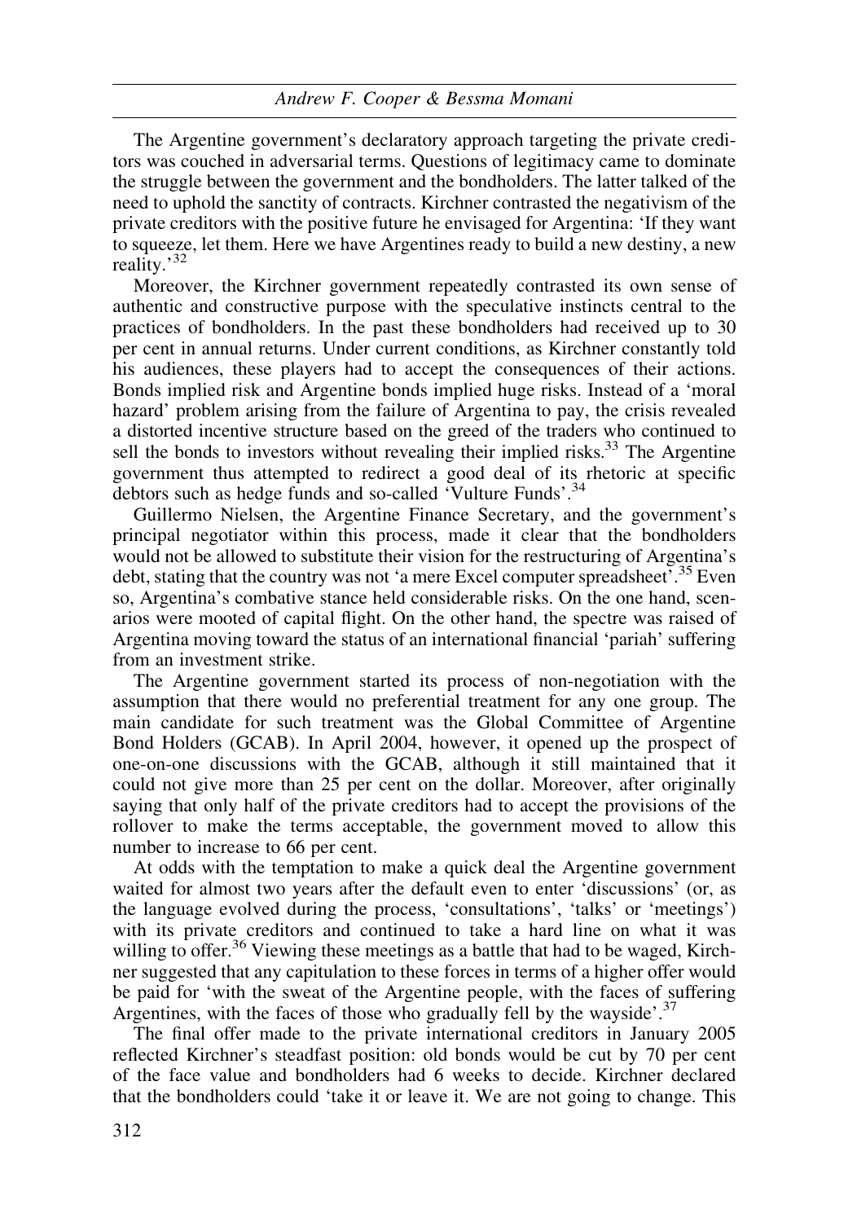The Argentine government's declaratory approach targeting the private creditors was couched in adversarial terms. Questions of legitimacy came to dominate the struggle between the government and the bondholders. The latter talked of the need to uphold the sanctity of contracts. Kirchner contrasted the negativism of the private creditors with the positive future he envisaged for Argentina: 'If they want to squeeze, let them. Here we have Argentines ready to build a new destiny, a new reality.'[32]

Moreover, the Kirchner government repeatedly contrasted its own sense of authentic and constructive purpose with the speculative instincts central to the practices of bondholders. In the past these bondholders had received up to 30 per cent in annual returns. Under current conditions, as Kirchner constantly told his audiences, these players had to accept the consequences of their actions. Bonds implied risk and Argentine bonds implied huge risks. Instead of a 'moral hazard' problem arising from the failure of Argentina to pay, the crisis revealed a distorted incentive structure based on the greed of the traders who continued to sell the bonds to investors without revealing their implied risks.[33] The Argentine government thus attempted to redirect a good deal of its rhetoric at specific debtors such as hedge funds and so-called 'Vulture Funds'.[34]

Guillermo Nielsen, the Argentine Finance Secretary, and the government's principal negotiator within this process, made it clear that the bondholders would not be allowed to substitute their vision for the restructuring of Argentina's debt, stating that the country was not 'a mere Excel computer spreadsheet'.[35] Even so, Argentina's combative stance held considerable risks. On the one hand, scenarios were mooted of capital flight. On the other hand, the spectre was raised of Argentina moving toward the status of an international financial 'pariah' suffering from an investment strike.

The Argentine government started its process of non-negotiation with the assumption that there would no preferential treatment for any one group. The main candidate for such treatment was the Global Committee of Argentine Bond Holders (GCAB). In April 2004, however, it opened up the prospect of one-on-one discussions with the GCAB, although it still maintained that it could not give more than 25 per cent on the dollar. Moreover, after originally saying that only half of the private creditors had to accept the provisions of the rollover to make the terms acceptable, the government moved to allow this number to increase to 66 per cent.

At odds with the temptation to make a quick deal the Argentine government waited for almost two years after the default even to enter 'discussions' (or, as the language evolved during the process, 'consultations', 'talks' or 'meetings') with its private creditors and continued to take a hard line on what it was willing to offer.[36] Viewing these meetings as a battle that had to be waged, Kirchner suggested that any capitulation to these forces in terms of a higher offer would be paid for 'with the sweat of the Argentine people, with the faces of suffering Argentines, with the faces of those who gradually fell by the wayside'.[37]

The final offer made to the private international creditors in January 2005 reflected Kirchner's steadfast position: old bonds would be cut by 70 per cent of the face value and bondholders had 6 weeks to decide. Kirchner declared that the bondholders could 'take it or leave it. We are not going to change. This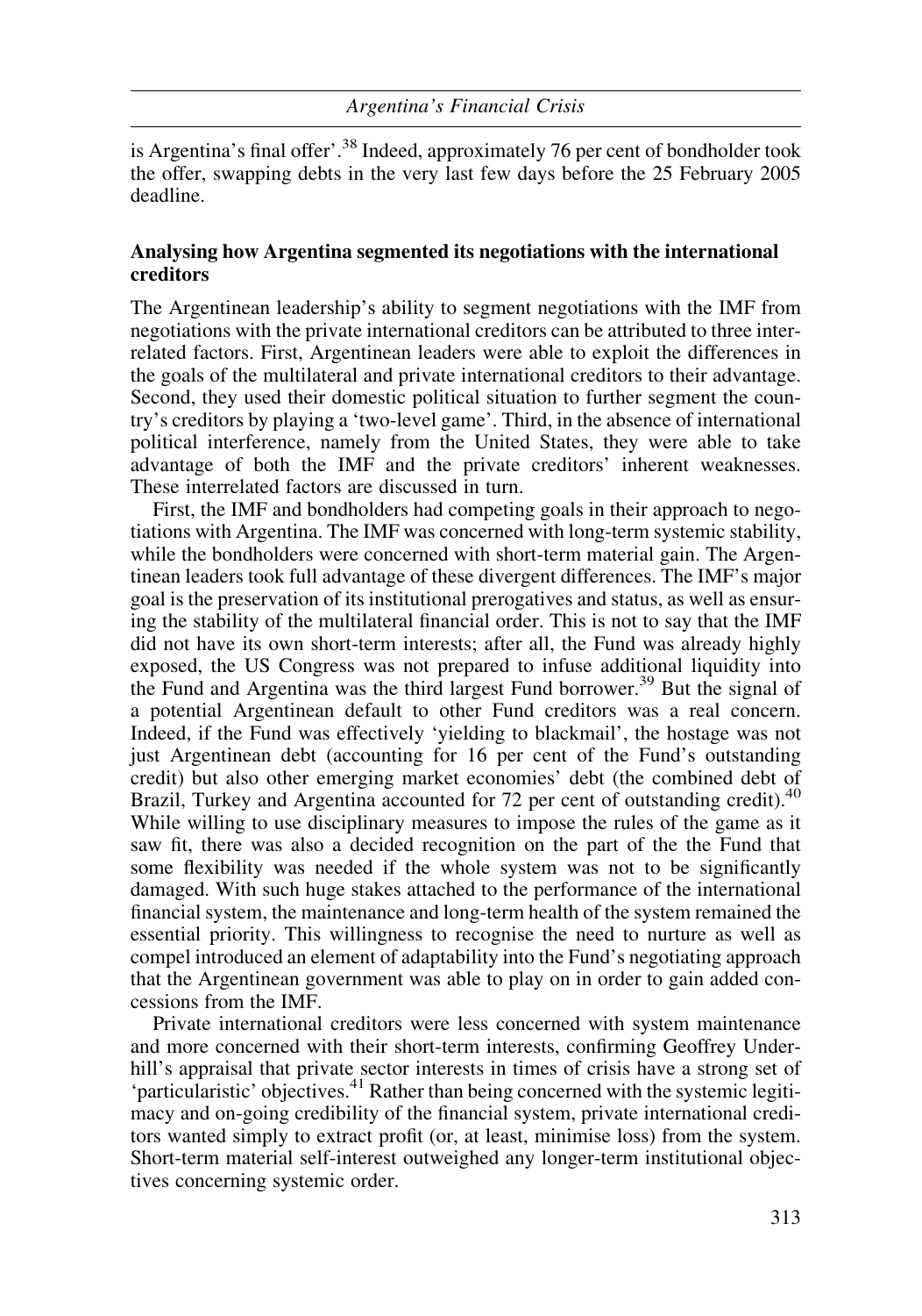is Argentina's final offer'.[38] Indeed, approximately 76 per cent of bondholder took the offer, swapping debts in the very last few days before the 25 February 2005 deadline.

### Analysing how Argentina segmented its negotiations with the international creditors

The Argentinean leadership's ability to segment negotiations with the IMF from negotiations with the private international creditors can be attributed to three interrelated factors. First, Argentinean leaders were able to exploit the differences in the goals of the multilateral and private international creditors to their advantage. Second, they used their domestic political situation to further segment the country's creditors by playing a 'two-level game'. Third, in the absence of international political interference, namely from the United States, they were able to take advantage of both the IMF and the private creditors' inherent weaknesses. These interrelated factors are discussed in turn.

First, the IMF and bondholders had competing goals in their approach to negotiations with Argentina. The IMF was concerned with long-term systemic stability, while the bondholders were concerned with short-term material gain. The Argentinean leaders took full advantage of these divergent differences. The IMF's major goal is the preservation of its institutional prerogatives and status, as well as ensuring the stability of the multilateral financial order. This is not to say that the IMF did not have its own short-term interests; after all, the Fund was already highly exposed, the US Congress was not prepared to infuse additional liquidity into the Fund and Argentina was the third largest Fund borrower.[39] But the signal of a potential Argentinean default to other Fund creditors was a real concern. Indeed, if the Fund was effectively 'yielding to blackmail', the hostage was not just Argentinean debt (accounting for 16 per cent of the Fund's outstanding credit) but also other emerging market economies' debt (the combined debt of Brazil, Turkey and Argentina accounted for 72 per cent of outstanding credit).[40] While willing to use disciplinary measures to impose the rules of the game as it saw fit, there was also a decided recognition on the part of the the Fund that some flexibility was needed if the whole system was not to be significantly damaged. With such huge stakes attached to the performance of the international financial system, the maintenance and long-term health of the system remained the essential priority. This willingness to recognise the need to nurture as well as compel introduced an element of adaptability into the Fund's negotiating approach that the Argentinean government was able to play on in order to gain added concessions from the IMF.

Private international creditors were less concerned with system maintenance and more concerned with their short-term interests, confirming Geoffrey Underhill's appraisal that private sector interests in times of crisis have a strong set of 'particularistic' objectives.[41] Rather than being concerned with the systemic legitimacy and on-going credibility of the financial system, private international creditors wanted simply to extract profit (or, at least, minimise loss) from the system. Short-term material self-interest outweighed any longer-term institutional objectives concerning systemic order.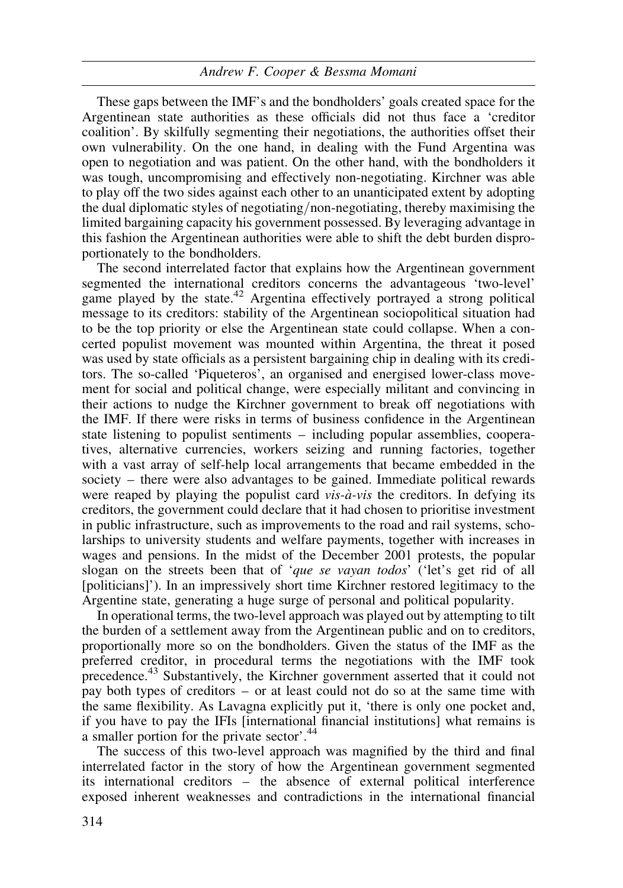These gaps between the IMF's and the bondholders' goals created space for the Argentinean state authorities as these officials did not thus face a 'creditor coalition'. By skilfully segmenting their negotiations, the authorities offset their own vulnerability. On the one hand, in dealing with the Fund Argentina was open to negotiation and was patient. On the other hand, with the bondholders it was tough, uncompromising and effectively non-negotiating. Kirchner was able to play off the two sides against each other to an unanticipated extent by adopting the dual diplomatic styles of negotiating/non-negotiating, thereby maximising the limited bargaining capacity his government possessed. By leveraging advantage in this fashion the Argentinean authorities were able to shift the debt burden disproportionately to the bondholders.

The second interrelated factor that explains how the Argentinean government segmented the international creditors concerns the advantageous 'two-level' game played by the state.[42] Argentina effectively portrayed a strong political message to its creditors: stability of the Argentinean sociopolitical situation had to be the top priority or else the Argentinean state could collapse. When a concerted populist movement was mounted within Argentina, the threat it posed was used by state officials as a persistent bargaining chip in dealing with its creditors. The so-called 'Piqueteros', an organised and energised lower-class movement for social and political change, were especially militant and convincing in their actions to nudge the Kirchner government to break off negotiations with the IMF. If there were risks in terms of business confidence in the Argentinean state listening to populist sentiments – including popular assemblies, cooperatives, alternative currencies, workers seizing and running factories, together with a vast array of self-help local arrangements that became embedded in the society – there were also advantages to be gained. Immediate political rewards were reaped by playing the populist card *vis-à-vis* the creditors. In defying its creditors, the government could declare that it had chosen to prioritise investment in public infrastructure, such as improvements to the road and rail systems, scholarships to university students and welfare payments, together with increases in wages and pensions. In the midst of the December 2001 protests, the popular slogan on the streets been that of '*que se vayan todos*' ('let's get rid of all [politicians]'). In an impressively short time Kirchner restored legitimacy to the Argentine state, generating a huge surge of personal and political popularity.

In operational terms, the two-level approach was played out by attempting to tilt the burden of a settlement away from the Argentinean public and on to creditors, proportionally more so on the bondholders. Given the status of the IMF as the preferred creditor, in procedural terms the negotiations with the IMF took precedence.[43] Substantively, the Kirchner government asserted that it could not pay both types of creditors – or at least could not do so at the same time with the same flexibility. As Lavagna explicitly put it, 'there is only one pocket and, if you have to pay the IFIs [international financial institutions] what remains is a smaller portion for the private sector'.[44]

The success of this two-level approach was magnified by the third and final interrelated factor in the story of how the Argentinean government segmented its international creditors – the absence of external political interference exposed inherent weaknesses and contradictions in the international financial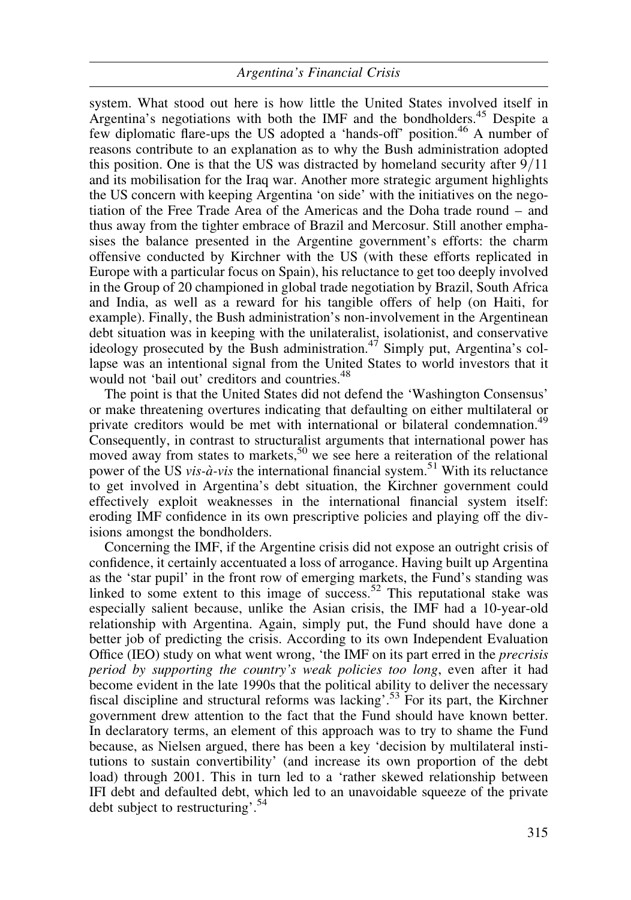system. What stood out here is how little the United States involved itself in Argentina's negotiations with both the IMF and the bondholders.[45] Despite a few diplomatic flare-ups the US adopted a 'hands-off' position.[46] A number of reasons contribute to an explanation as to why the Bush administration adopted this position. One is that the US was distracted by homeland security after 9/11 and its mobilisation for the Iraq war. Another more strategic argument highlights the US concern with keeping Argentina 'on side' with the initiatives on the negotiation of the Free Trade Area of the Americas and the Doha trade round – and thus away from the tighter embrace of Brazil and Mercosur. Still another emphasises the balance presented in the Argentine government's efforts: the charm offensive conducted by Kirchner with the US (with these efforts replicated in Europe with a particular focus on Spain), his reluctance to get too deeply involved in the Group of 20 championed in global trade negotiation by Brazil, South Africa and India, as well as a reward for his tangible offers of help (on Haiti, for example). Finally, the Bush administration's non-involvement in the Argentinean debt situation was in keeping with the unilateralist, isolationist, and conservative ideology prosecuted by the Bush administration.[47] Simply put, Argentina's collapse was an intentional signal from the United States to world investors that it would not 'bail out' creditors and countries.[48]

The point is that the United States did not defend the 'Washington Consensus' or make threatening overtures indicating that defaulting on either multilateral or private creditors would be met with international or bilateral condemnation.[49] Consequently, in contrast to structuralist arguments that international power has moved away from states to markets,[50] we see here a reiteration of the relational power of the US *vis-à-vis* the international financial system.[51] With its reluctance to get involved in Argentina's debt situation, the Kirchner government could effectively exploit weaknesses in the international financial system itself: eroding IMF confidence in its own prescriptive policies and playing off the divisions amongst the bondholders.

Concerning the IMF, if the Argentine crisis did not expose an outright crisis of confidence, it certainly accentuated a loss of arrogance. Having built up Argentina as the 'star pupil' in the front row of emerging markets, the Fund's standing was linked to some extent to this image of success.[52] This reputational stake was especially salient because, unlike the Asian crisis, the IMF had a 10-year-old relationship with Argentina. Again, simply put, the Fund should have done a better job of predicting the crisis. According to its own Independent Evaluation Office (IEO) study on what went wrong, 'the IMF on its part erred in the *precrisis period by supporting the country's weak policies too long*, even after it had become evident in the late 1990s that the political ability to deliver the necessary fiscal discipline and structural reforms was lacking'.[53] For its part, the Kirchner government drew attention to the fact that the Fund should have known better. In declaratory terms, an element of this approach was to try to shame the Fund because, as Nielsen argued, there has been a key 'decision by multilateral institutions to sustain convertibility' (and increase its own proportion of the debt load) through 2001. This in turn led to a 'rather skewed relationship between IFI debt and defaulted debt, which led to an unavoidable squeeze of the private debt subject to restructuring'.[54]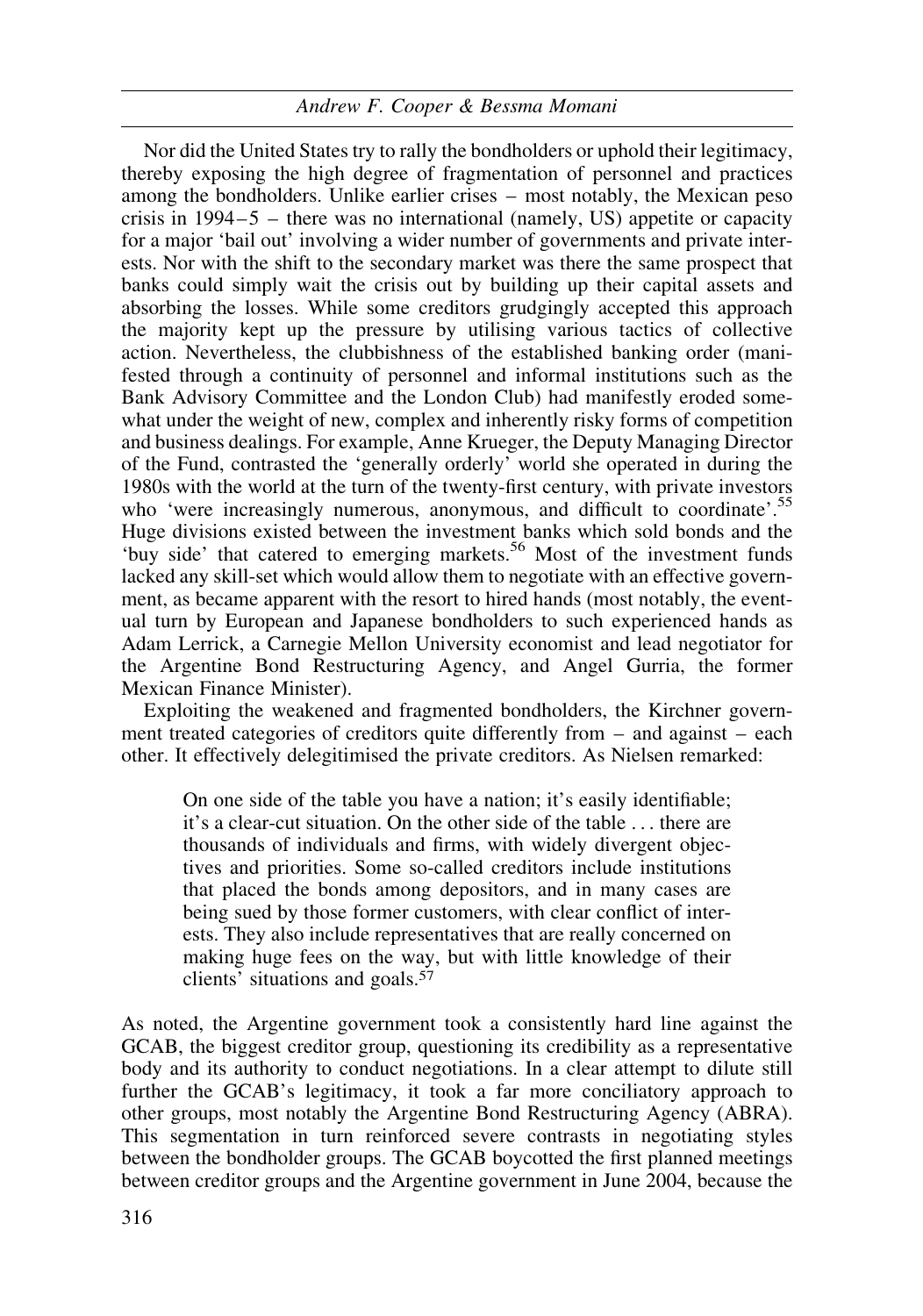Nor did the United States try to rally the bondholders or uphold their legitimacy, thereby exposing the high degree of fragmentation of personnel and practices among the bondholders. Unlike earlier crises – most notably, the Mexican peso crisis in 1994–5 – there was no international (namely, US) appetite or capacity for a major 'bail out' involving a wider number of governments and private interests. Nor with the shift to the secondary market was there the same prospect that banks could simply wait the crisis out by building up their capital assets and absorbing the losses. While some creditors grudgingly accepted this approach the majority kept up the pressure by utilising various tactics of collective action. Nevertheless, the clubbishness of the established banking order (manifested through a continuity of personnel and informal institutions such as the Bank Advisory Committee and the London Club) had manifestly eroded somewhat under the weight of new, complex and inherently risky forms of competition and business dealings. For example, Anne Krueger, the Deputy Managing Director of the Fund, contrasted the 'generally orderly' world she operated in during the 1980s with the world at the turn of the twenty-first century, with private investors who 'were increasingly numerous, anonymous, and difficult to coordinate'.[55] Huge divisions existed between the investment banks which sold bonds and the 'buy side' that catered to emerging markets.[56] Most of the investment funds lacked any skill-set which would allow them to negotiate with an effective government, as became apparent with the resort to hired hands (most notably, the eventual turn by European and Japanese bondholders to such experienced hands as Adam Lerrick, a Carnegie Mellon University economist and lead negotiator for the Argentine Bond Restructuring Agency, and Angel Gurria, the former Mexican Finance Minister).

Exploiting the weakened and fragmented bondholders, the Kirchner government treated categories of creditors quite differently from – and against – each other. It effectively delegitimised the private creditors. As Nielsen remarked:

> On one side of the table you have a nation; it's easily identifiable; it's a clear-cut situation. On the other side of the table . . . there are thousands of individuals and firms, with widely divergent objectives and priorities. Some so-called creditors include institutions that placed the bonds among depositors, and in many cases are being sued by those former customers, with clear conflict of interests. They also include representatives that are really concerned on making huge fees on the way, but with little knowledge of their clients' situations and goals.[57]

As noted, the Argentine government took a consistently hard line against the GCAB, the biggest creditor group, questioning its credibility as a representative body and its authority to conduct negotiations. In a clear attempt to dilute still further the GCAB's legitimacy, it took a far more conciliatory approach to other groups, most notably the Argentine Bond Restructuring Agency (ABRA). This segmentation in turn reinforced severe contrasts in negotiating styles between the bondholder groups. The GCAB boycotted the first planned meetings between creditor groups and the Argentine government in June 2004, because the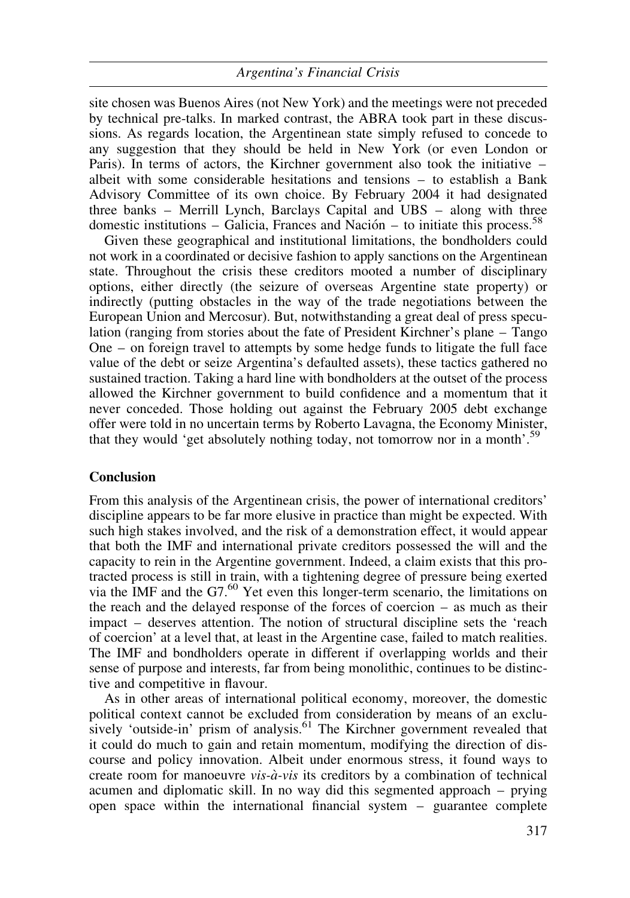site chosen was Buenos Aires (not New York) and the meetings were not preceded by technical pre-talks. In marked contrast, the ABRA took part in these discussions. As regards location, the Argentinean state simply refused to concede to any suggestion that they should be held in New York (or even London or Paris). In terms of actors, the Kirchner government also took the initiative – albeit with some considerable hesitations and tensions – to establish a Bank Advisory Committee of its own choice. By February 2004 it had designated three banks – Merrill Lynch, Barclays Capital and UBS – along with three domestic institutions – Galicia, Frances and Nación – to initiate this process.[58]

Given these geographical and institutional limitations, the bondholders could not work in a coordinated or decisive fashion to apply sanctions on the Argentinean state. Throughout the crisis these creditors mooted a number of disciplinary options, either directly (the seizure of overseas Argentine state property) or indirectly (putting obstacles in the way of the trade negotiations between the European Union and Mercosur). But, notwithstanding a great deal of press speculation (ranging from stories about the fate of President Kirchner's plane – Tango One – on foreign travel to attempts by some hedge funds to litigate the full face value of the debt or seize Argentina's defaulted assets), these tactics gathered no sustained traction. Taking a hard line with bondholders at the outset of the process allowed the Kirchner government to build confidence and a momentum that it never conceded. Those holding out against the February 2005 debt exchange offer were told in no uncertain terms by Roberto Lavagna, the Economy Minister, that they would 'get absolutely nothing today, not tomorrow nor in a month'.[59]

## Conclusion

From this analysis of the Argentinean crisis, the power of international creditors' discipline appears to be far more elusive in practice than might be expected. With such high stakes involved, and the risk of a demonstration effect, it would appear that both the IMF and international private creditors possessed the will and the capacity to rein in the Argentine government. Indeed, a claim exists that this protracted process is still in train, with a tightening degree of pressure being exerted via the IMF and the G7.[60] Yet even this longer-term scenario, the limitations on the reach and the delayed response of the forces of coercion – as much as their impact – deserves attention. The notion of structural discipline sets the 'reach of coercion' at a level that, at least in the Argentine case, failed to match realities. The IMF and bondholders operate in different if overlapping worlds and their sense of purpose and interests, far from being monolithic, continues to be distinctive and competitive in flavour.

As in other areas of international political economy, moreover, the domestic political context cannot be excluded from consideration by means of an exclusively 'outside-in' prism of analysis.[61] The Kirchner government revealed that it could do much to gain and retain momentum, modifying the direction of discourse and policy innovation. Albeit under enormous stress, it found ways to create room for manoeuvre *vis-à-vis* its creditors by a combination of technical acumen and diplomatic skill. In no way did this segmented approach – prying open space within the international financial system – guarantee complete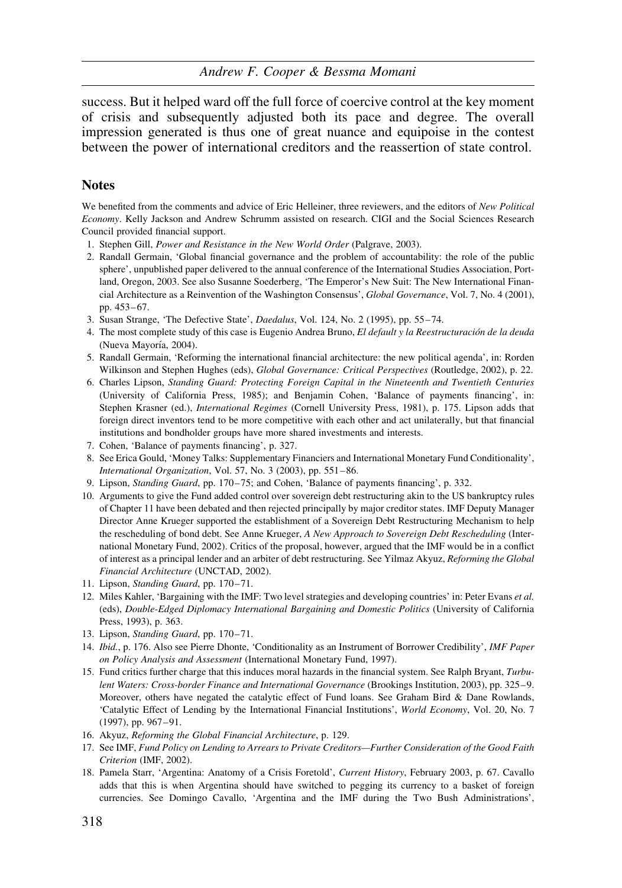success. But it helped ward off the full force of coercive control at the key moment of crisis and subsequently adjusted both its pace and degree. The overall impression generated is thus one of great nuance and equipoise in the contest between the power of international creditors and the reassertion of state control.

## Notes

We benefited from the comments and advice of Eric Helleiner, three reviewers, and the editors of *New Political Economy*. Kelly Jackson and Andrew Schrumm assisted on research. CIGI and the Social Sciences Research Council provided financial support.

1. Stephen Gill, *Power and Resistance in the New World Order* (Palgrave, 2003).
2. Randall Germain, 'Global financial governance and the problem of accountability: the role of the public sphere', unpublished paper delivered to the annual conference of the International Studies Association, Portland, Oregon, 2003. See also Susanne Soederberg, 'The Emperor's New Suit: The New International Financial Architecture as a Reinvention of the Washington Consensus', *Global Governance*, Vol. 7, No. 4 (2001), pp. 453–67.
3. Susan Strange, 'The Defective State', *Daedalus*, Vol. 124, No. 2 (1995), pp. 55–74.
4. The most complete study of this case is Eugenio Andrea Bruno, *El default y la Reestructuración de la deuda* (Nueva Mayoría, 2004).
5. Randall Germain, 'Reforming the international financial architecture: the new political agenda', in: Rorden Wilkinson and Stephen Hughes (eds), *Global Governance: Critical Perspectives* (Routledge, 2002), p. 22.
6. Charles Lipson, *Standing Guard: Protecting Foreign Capital in the Nineteenth and Twentieth Centuries* (University of California Press, 1985); and Benjamin Cohen, 'Balance of payments financing', in: Stephen Krasner (ed.), *International Regimes* (Cornell University Press, 1981), p. 175. Lipson adds that foreign direct inventors tend to be more competitive with each other and act unilaterally, but that financial institutions and bondholder groups have more shared investments and interests.
7. Cohen, 'Balance of payments financing', p. 327.
8. See Erica Gould, 'Money Talks: Supplementary Financiers and International Monetary Fund Conditionality', *International Organization*, Vol. 57, No. 3 (2003), pp. 551–86.
9. Lipson, *Standing Guard*, pp. 170–75; and Cohen, 'Balance of payments financing', p. 332.
10. Arguments to give the Fund added control over sovereign debt restructuring akin to the US bankruptcy rules of Chapter 11 have been debated and then rejected principally by major creditor states. IMF Deputy Manager Director Anne Krueger supported the establishment of a Sovereign Debt Restructuring Mechanism to help the rescheduling of bond debt. See Anne Krueger, *A New Approach to Sovereign Debt Rescheduling* (International Monetary Fund, 2002). Critics of the proposal, however, argued that the IMF would be in a conflict of interest as a principal lender and an arbiter of debt restructuring. See Yilmaz Akyuz, *Reforming the Global Financial Architecture* (UNCTAD, 2002).
11. Lipson, *Standing Guard*, pp. 170–71.
12. Miles Kahler, 'Bargaining with the IMF: Two level strategies and developing countries' in: Peter Evans *et al.* (eds), *Double-Edged Diplomacy International Bargaining and Domestic Politics* (University of California Press, 1993), p. 363.
13. Lipson, *Standing Guard*, pp. 170–71.
14. *Ibid.*, p. 176. Also see Pierre Dhonte, 'Conditionality as an Instrument of Borrower Credibility', *IMF Paper on Policy Analysis and Assessment* (International Monetary Fund, 1997).
15. Fund critics further charge that this induces moral hazards in the financial system. See Ralph Bryant, *Turbulent Waters: Cross-border Finance and International Governance* (Brookings Institution, 2003), pp. 325–9. Moreover, others have negated the catalytic effect of Fund loans. See Graham Bird & Dane Rowlands, 'Catalytic Effect of Lending by the International Financial Institutions', *World Economy*, Vol. 20, No. 7 (1997), pp. 967–91.
16. Akyuz, *Reforming the Global Financial Architecture*, p. 129.
17. See IMF, *Fund Policy on Lending to Arrears to Private Creditors—Further Consideration of the Good Faith Criterion* (IMF, 2002).
18. Pamela Starr, 'Argentina: Anatomy of a Crisis Foretold', *Current History*, February 2003, p. 67. Cavallo adds that this is when Argentina should have switched to pegging its currency to a basket of foreign currencies. See Domingo Cavallo, 'Argentina and the IMF during the Two Bush Administrations',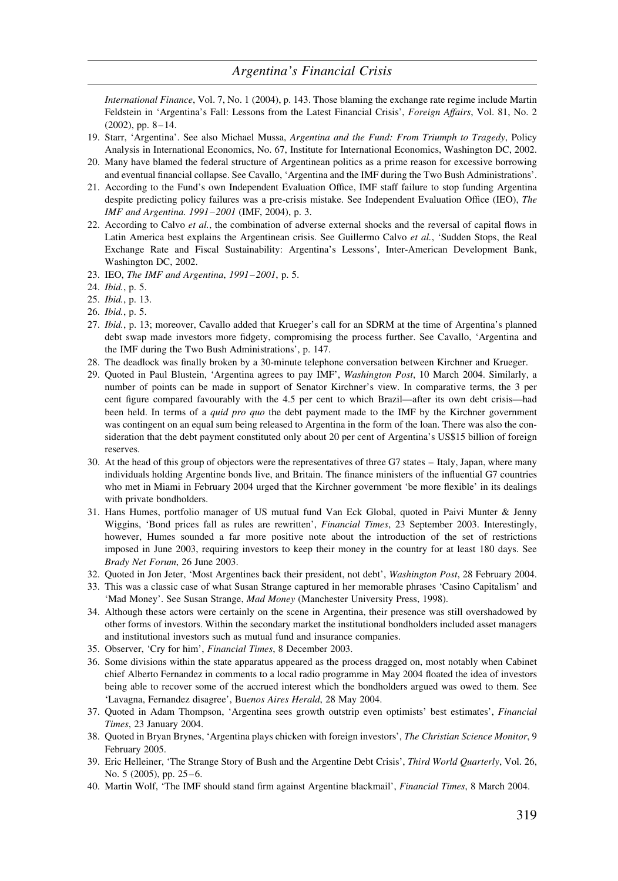*International Finance*, Vol. 7, No. 1 (2004), p. 143. Those blaming the exchange rate regime include Martin Feldstein in 'Argentina's Fall: Lessons from the Latest Financial Crisis', *Foreign Affairs*, Vol. 81, No. 2 (2002), pp. 8–14.

19. Starr, 'Argentina'. See also Michael Mussa, *Argentina and the Fund: From Triumph to Tragedy*, Policy Analysis in International Economics, No. 67, Institute for International Economics, Washington DC, 2002.
20. Many have blamed the federal structure of Argentinean politics as a prime reason for excessive borrowing and eventual financial collapse. See Cavallo, 'Argentina and the IMF during the Two Bush Administrations'.
21. According to the Fund's own Independent Evaluation Office, IMF staff failure to stop funding Argentina despite predicting policy failures was a pre-crisis mistake. See Independent Evaluation Office (IEO), *The IMF and Argentina. 1991–2001* (IMF, 2004), p. 3.
22. According to Calvo *et al.*, the combination of adverse external shocks and the reversal of capital flows in Latin America best explains the Argentinean crisis. See Guillermo Calvo *et al.*, 'Sudden Stops, the Real Exchange Rate and Fiscal Sustainability: Argentina's Lessons', Inter-American Development Bank, Washington DC, 2002.
23. IEO, *The IMF and Argentina*, *1991–2001*, p. 5.
24. *Ibid.*, p. 5.
25. *Ibid.*, p. 13.
26. *Ibid.*, p. 5.
27. *Ibid.*, p. 13; moreover, Cavallo added that Krueger's call for an SDRM at the time of Argentina's planned debt swap made investors more fidgety, compromising the process further. See Cavallo, 'Argentina and the IMF during the Two Bush Administrations', p. 147.
28. The deadlock was finally broken by a 30-minute telephone conversation between Kirchner and Krueger.
29. Quoted in Paul Blustein, 'Argentina agrees to pay IMF', *Washington Post*, 10 March 2004. Similarly, a number of points can be made in support of Senator Kirchner's view. In comparative terms, the 3 per cent figure compared favourably with the 4.5 per cent to which Brazil—after its own debt crisis—had been held. In terms of a *quid pro quo* the debt payment made to the IMF by the Kirchner government was contingent on an equal sum being released to Argentina in the form of the loan. There was also the consideration that the debt payment constituted only about 20 per cent of Argentina's US$15 billion of foreign reserves.
30. At the head of this group of objectors were the representatives of three G7 states – Italy, Japan, where many individuals holding Argentine bonds live, and Britain. The finance ministers of the influential G7 countries who met in Miami in February 2004 urged that the Kirchner government 'be more flexible' in its dealings with private bondholders.
31. Hans Humes, portfolio manager of US mutual fund Van Eck Global, quoted in Paivi Munter & Jenny Wiggins, 'Bond prices fall as rules are rewritten', *Financial Times*, 23 September 2003. Interestingly, however, Humes sounded a far more positive note about the introduction of the set of restrictions imposed in June 2003, requiring investors to keep their money in the country for at least 180 days. See *Brady Net Forum*, 26 June 2003.
32. Quoted in Jon Jeter, 'Most Argentines back their president, not debt', *Washington Post*, 28 February 2004.
33. This was a classic case of what Susan Strange captured in her memorable phrases 'Casino Capitalism' and 'Mad Money'. See Susan Strange, *Mad Money* (Manchester University Press, 1998).
34. Although these actors were certainly on the scene in Argentina, their presence was still overshadowed by other forms of investors. Within the secondary market the institutional bondholders included asset managers and institutional investors such as mutual fund and insurance companies.
35. Observer, 'Cry for him', *Financial Times*, 8 December 2003.
36. Some divisions within the state apparatus appeared as the process dragged on, most notably when Cabinet chief Alberto Fernandez in comments to a local radio programme in May 2004 floated the idea of investors being able to recover some of the accrued interest which the bondholders argued was owed to them. See 'Lavagna, Fernandez disagree', *Buenos Aires Herald*, 28 May 2004.
37. Quoted in Adam Thompson, 'Argentina sees growth outstrip even optimists' best estimates', *Financial Times*, 23 January 2004.
38. Quoted in Bryan Brynes, 'Argentina plays chicken with foreign investors', *The Christian Science Monitor*, 9 February 2005.
39. Eric Helleiner, 'The Strange Story of Bush and the Argentine Debt Crisis', *Third World Quarterly*, Vol. 26, No. 5 (2005), pp. 25–6.
40. Martin Wolf, 'The IMF should stand firm against Argentine blackmail', *Financial Times*, 8 March 2004.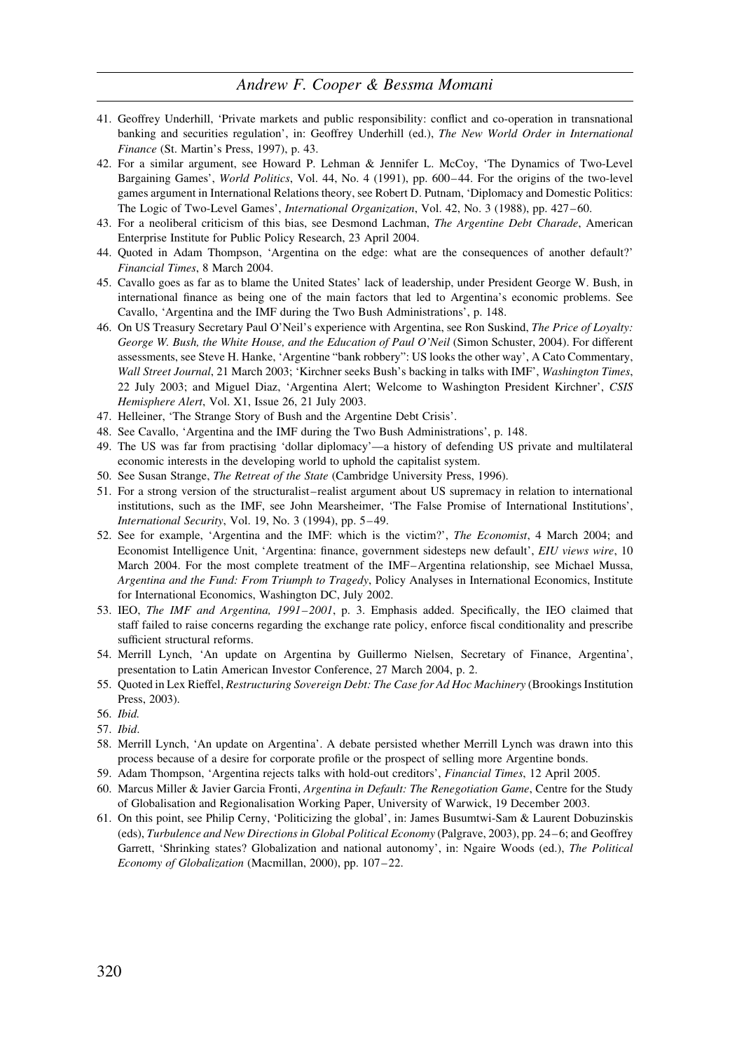41. Geoffrey Underhill, 'Private markets and public responsibility: conflict and co-operation in transnational banking and securities regulation', in: Geoffrey Underhill (ed.), *The New World Order in International Finance* (St. Martin's Press, 1997), p. 43.
42. For a similar argument, see Howard P. Lehman & Jennifer L. McCoy, 'The Dynamics of Two-Level Bargaining Games', *World Politics*, Vol. 44, No. 4 (1991), pp. 600–44. For the origins of the two-level games argument in International Relations theory, see Robert D. Putnam, 'Diplomacy and Domestic Politics: The Logic of Two-Level Games', *International Organization*, Vol. 42, No. 3 (1988), pp. 427–60.
43. For a neoliberal criticism of this bias, see Desmond Lachman, *The Argentine Debt Charade*, American Enterprise Institute for Public Policy Research, 23 April 2004.
44. Quoted in Adam Thompson, 'Argentina on the edge: what are the consequences of another default?' *Financial Times*, 8 March 2004.
45. Cavallo goes as far as to blame the United States' lack of leadership, under President George W. Bush, in international finance as being one of the main factors that led to Argentina's economic problems. See Cavallo, 'Argentina and the IMF during the Two Bush Administrations', p. 148.
46. On US Treasury Secretary Paul O'Neil's experience with Argentina, see Ron Suskind, *The Price of Loyalty: George W. Bush, the White House, and the Education of Paul O'Neil* (Simon Schuster, 2004). For different assessments, see Steve H. Hanke, 'Argentine "bank robbery": US looks the other way', A Cato Commentary, *Wall Street Journal*, 21 March 2003; 'Kirchner seeks Bush's backing in talks with IMF', *Washington Times*, 22 July 2003; and Miguel Diaz, 'Argentina Alert; Welcome to Washington President Kirchner', *CSIS Hemisphere Alert*, Vol. X1, Issue 26, 21 July 2003.
47. Helleiner, 'The Strange Story of Bush and the Argentine Debt Crisis'.
48. See Cavallo, 'Argentina and the IMF during the Two Bush Administrations', p. 148.
49. The US was far from practising 'dollar diplomacy'—a history of defending US private and multilateral economic interests in the developing world to uphold the capitalist system.
50. See Susan Strange, *The Retreat of the State* (Cambridge University Press, 1996).
51. For a strong version of the structuralist–realist argument about US supremacy in relation to international institutions, such as the IMF, see John Mearsheimer, 'The False Promise of International Institutions', *International Security*, Vol. 19, No. 3 (1994), pp. 5–49.
52. See for example, 'Argentina and the IMF: which is the victim?', *The Economist*, 4 March 2004; and Economist Intelligence Unit, 'Argentina: finance, government sidesteps new default', *EIU views wire*, 10 March 2004. For the most complete treatment of the IMF–Argentina relationship, see Michael Mussa, *Argentina and the Fund: From Triumph to Tragedy*, Policy Analyses in International Economics, Institute for International Economics, Washington DC, July 2002.
53. IEO, *The IMF and Argentina, 1991–2001*, p. 3. Emphasis added. Specifically, the IEO claimed that staff failed to raise concerns regarding the exchange rate policy, enforce fiscal conditionality and prescribe sufficient structural reforms.
54. Merrill Lynch, 'An update on Argentina by Guillermo Nielsen, Secretary of Finance, Argentina', presentation to Latin American Investor Conference, 27 March 2004, p. 2.
55. Quoted in Lex Rieffel, *Restructuring Sovereign Debt: The Case for Ad Hoc Machinery* (Brookings Institution Press, 2003).
56. *Ibid.*
57. *Ibid*.
58. Merrill Lynch, 'An update on Argentina'. A debate persisted whether Merrill Lynch was drawn into this process because of a desire for corporate profile or the prospect of selling more Argentine bonds.
59. Adam Thompson, 'Argentina rejects talks with hold-out creditors', *Financial Times*, 12 April 2005.
60. Marcus Miller & Javier Garcia Fronti, *Argentina in Default: The Renegotiation Game*, Centre for the Study of Globalisation and Regionalisation Working Paper, University of Warwick, 19 December 2003.
61. On this point, see Philip Cerny, 'Politicizing the global', in: James Busumtwi-Sam & Laurent Dobuzinskis (eds), *Turbulence and New Directions in Global Political Economy* (Palgrave, 2003), pp. 24–6; and Geoffrey Garrett, 'Shrinking states? Globalization and national autonomy', in: Ngaire Woods (ed.), *The Political Economy of Globalization* (Macmillan, 2000), pp. 107–22.